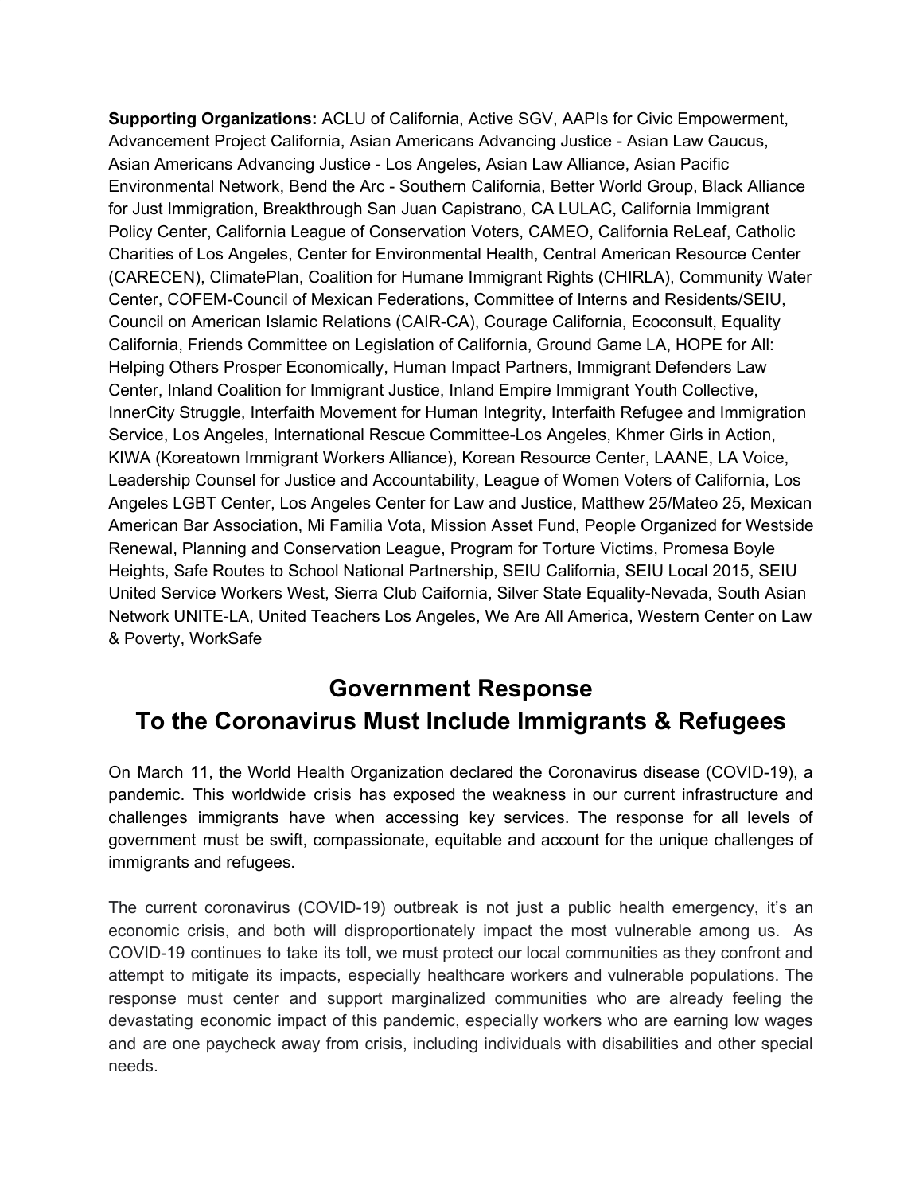**Supporting Organizations:** ACLU of California, Active SGV, AAPIs for Civic Empowerment, Advancement Project California, Asian Americans Advancing Justice - Asian Law Caucus, Asian Americans Advancing Justice - Los Angeles, Asian Law Alliance, Asian Pacific Environmental Network, Bend the Arc - Southern California, Better World Group, Black Alliance for Just Immigration, Breakthrough San Juan Capistrano, CA LULAC, California Immigrant Policy Center, California League of Conservation Voters, CAMEO, California ReLeaf, Catholic Charities of Los Angeles, Center for Environmental Health, Central American Resource Center (CARECEN), ClimatePlan, Coalition for Humane Immigrant Rights (CHIRLA), Community Water Center, COFEM-Council of Mexican Federations, Committee of Interns and Residents/SEIU, Council on American Islamic Relations (CAIR-CA), Courage California, Ecoconsult, Equality California, Friends Committee on Legislation of California, Ground Game LA, HOPE for All: Helping Others Prosper Economically, Human Impact Partners, Immigrant Defenders Law Center, Inland Coalition for Immigrant Justice, Inland Empire Immigrant Youth Collective, InnerCity Struggle, Interfaith Movement for Human Integrity, Interfaith Refugee and Immigration Service, Los Angeles, International Rescue Committee-Los Angeles, Khmer Girls in Action, KIWA (Koreatown Immigrant Workers Alliance), Korean Resource Center, LAANE, LA Voice, Leadership Counsel for Justice and Accountability, League of Women Voters of California, Los Angeles LGBT Center, Los Angeles Center for Law and Justice, Matthew 25/Mateo 25, Mexican American Bar Association, Mi Familia Vota, Mission Asset Fund, People Organized for Westside Renewal, Planning and Conservation League, Program for Torture Victims, Promesa Boyle Heights, Safe Routes to School National Partnership, SEIU California, SEIU Local 2015, SEIU United Service Workers West, Sierra Club Caifornia, Silver State Equality-Nevada, South Asian Network UNITE-LA, United Teachers Los Angeles, We Are All America, Western Center on Law & Poverty, WorkSafe

# Government Response To the Coronavirus Must Include Immigrants & Refugees

On March 11, the World Health Organization declared the Coronavirus disease (COVID-19), a pandemic. This worldwide crisis has exposed the weakness in our current infrastructure and challenges immigrants have when accessing key services. The response for all levels of government must be swift, compassionate, equitable and account for the unique challenges of immigrants and refugees.

The current coronavirus (COVID-19) outbreak is not just a public health emergency, it's an economic crisis, and both will disproportionately impact the most vulnerable among us. As COVID-19 continues to take its toll, we must protect our local communities as they confront and attempt to mitigate its impacts, especially healthcare workers and vulnerable populations. The response must center and support marginalized communities who are already feeling the devastating economic impact of this pandemic, especially workers who are earning low wages and are one paycheck away from crisis, including individuals with disabilities and other special needs.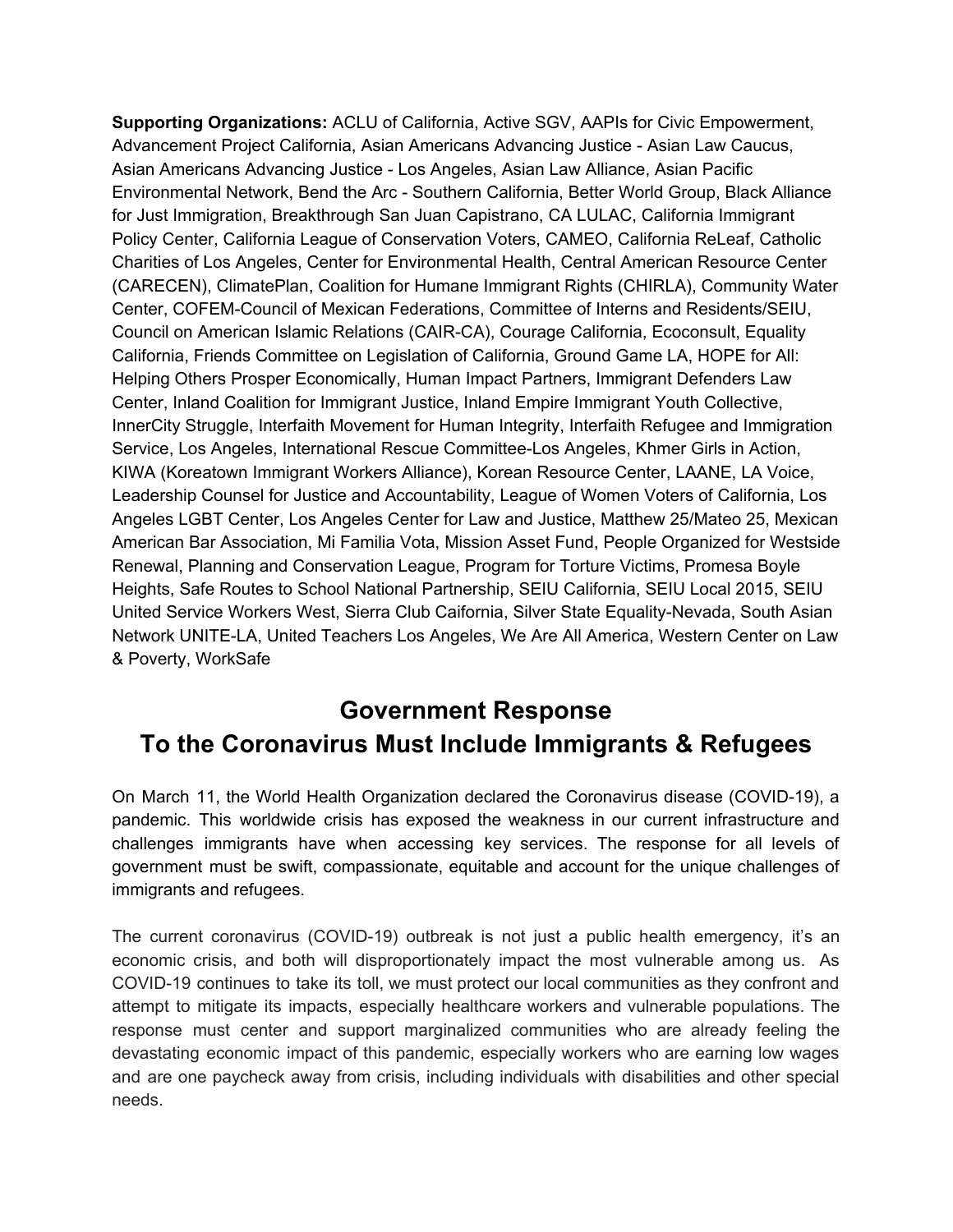**Supporting Organizations:** ACLU of California, Active SGV, AAPIs for Civic Empowerment, Advancement Project California, Asian Americans Advancing Justice - Asian Law Caucus, Asian Americans Advancing Justice - Los Angeles, Asian Law Alliance, Asian Pacific Environmental Network, Bend the Arc - Southern California, Better World Group, Black Alliance for Just Immigration, Breakthrough San Juan Capistrano, CA LULAC, California Immigrant Policy Center, California League of Conservation Voters, CAMEO, California ReLeaf, Catholic Charities of Los Angeles, Center for Environmental Health, Central American Resource Center (CARECEN), ClimatePlan, Coalition for Humane Immigrant Rights (CHIRLA), Community Water Center, COFEM-Council of Mexican Federations, Committee of Interns and Residents/SEIU, Council on American Islamic Relations (CAIR-CA), Courage California, Ecoconsult, Equality California, Friends Committee on Legislation of California, Ground Game LA, HOPE for All: Helping Others Prosper Economically, Human Impact Partners, Immigrant Defenders Law Center, Inland Coalition for Immigrant Justice, Inland Empire Immigrant Youth Collective, InnerCity Struggle, Interfaith Movement for Human Integrity, Interfaith Refugee and Immigration Service, Los Angeles, International Rescue Committee-Los Angeles, Khmer Girls in Action, KIWA (Koreatown Immigrant Workers Alliance), Korean Resource Center, LAANE, LA Voice, Leadership Counsel for Justice and Accountability, League of Women Voters of California, Los Angeles LGBT Center, Los Angeles Center for Law and Justice, Matthew 25/Mateo 25, Mexican American Bar Association, Mi Familia Vota, Mission Asset Fund, People Organized for Westside Renewal, Planning and Conservation League, Program for Torture Victims, Promesa Boyle Heights, Safe Routes to School National Partnership, SEIU California, SEIU Local 2015, SEIU United Service Workers West, Sierra Club Caifornia, Silver State Equality-Nevada, South Asian Network UNITE-LA, United Teachers Los Angeles, We Are All America, Western Center on Law & Poverty, WorkSafe

# Government Response To the Coronavirus Must Include Immigrants & Refugees

On March 11, the World Health Organization declared the Coronavirus disease (COVID-19), a pandemic. This worldwide crisis has exposed the weakness in our current infrastructure and challenges immigrants have when accessing key services. The response for all levels of government must be swift, compassionate, equitable and account for the unique challenges of immigrants and refugees.

The current coronavirus (COVID-19) outbreak is not just a public health emergency, it's an economic crisis, and both will disproportionately impact the most vulnerable among us. As COVID-19 continues to take its toll, we must protect our local communities as they confront and attempt to mitigate its impacts, especially healthcare workers and vulnerable populations. The response must center and support marginalized communities who are already feeling the devastating economic impact of this pandemic, especially workers who are earning low wages and are one paycheck away from crisis, including individuals with disabilities and other special needs.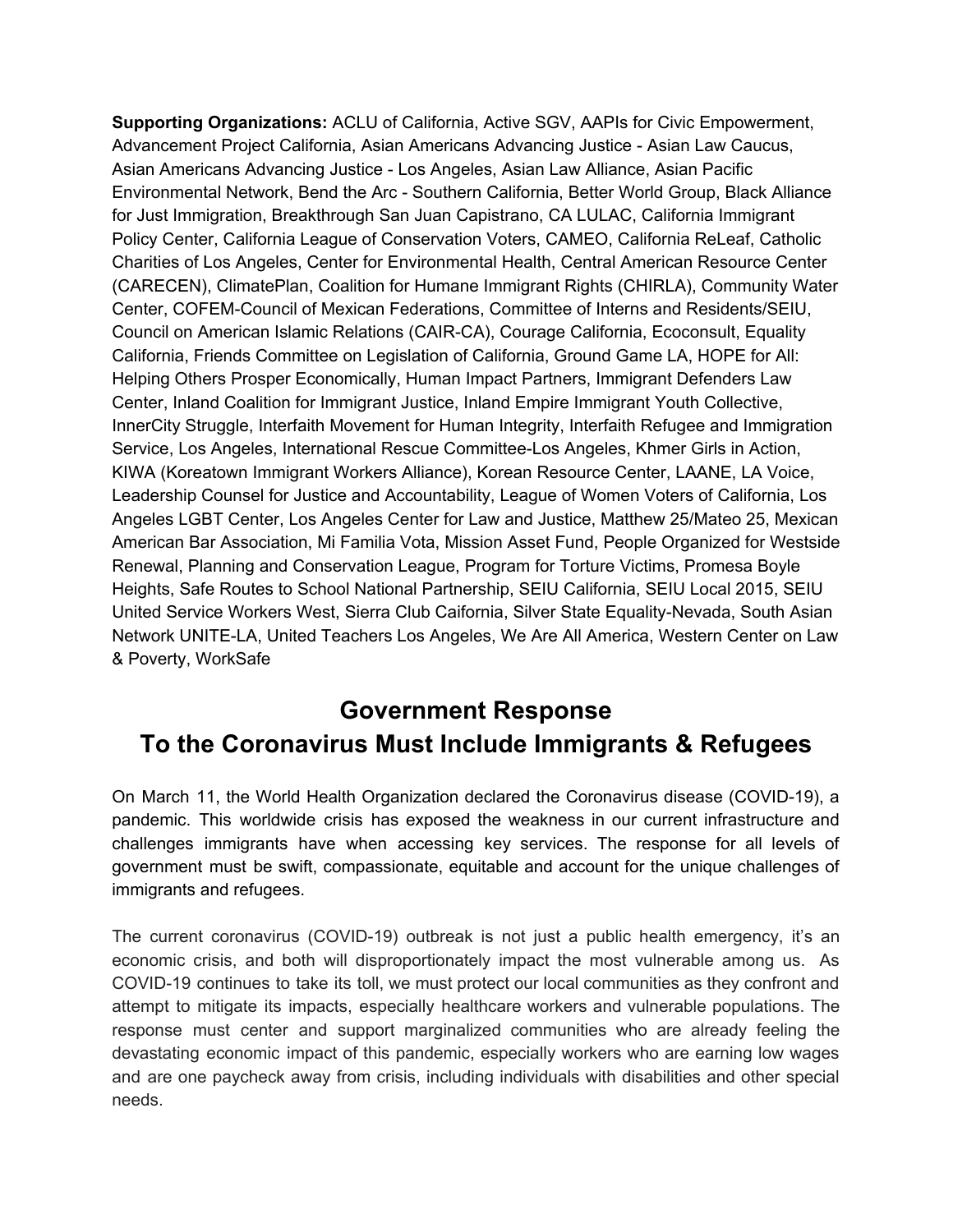**Supporting Organizations:** ACLU of California, Active SGV, AAPIs for Civic Empowerment, Advancement Project California, Asian Americans Advancing Justice - Asian Law Caucus, Asian Americans Advancing Justice - Los Angeles, Asian Law Alliance, Asian Pacific Environmental Network, Bend the Arc - Southern California, Better World Group, Black Alliance for Just Immigration, Breakthrough San Juan Capistrano, CA LULAC, California Immigrant Policy Center, California League of Conservation Voters, CAMEO, California ReLeaf, Catholic Charities of Los Angeles, Center for Environmental Health, Central American Resource Center (CARECEN), ClimatePlan, Coalition for Humane Immigrant Rights (CHIRLA), Community Water Center, COFEM-Council of Mexican Federations, Committee of Interns and Residents/SEIU, Council on American Islamic Relations (CAIR-CA), Courage California, Ecoconsult, Equality California, Friends Committee on Legislation of California, Ground Game LA, HOPE for All: Helping Others Prosper Economically, Human Impact Partners, Immigrant Defenders Law Center, Inland Coalition for Immigrant Justice, Inland Empire Immigrant Youth Collective, InnerCity Struggle, Interfaith Movement for Human Integrity, Interfaith Refugee and Immigration Service, Los Angeles, International Rescue Committee-Los Angeles, Khmer Girls in Action, KIWA (Koreatown Immigrant Workers Alliance), Korean Resource Center, LAANE, LA Voice, Leadership Counsel for Justice and Accountability, League of Women Voters of California, Los Angeles LGBT Center, Los Angeles Center for Law and Justice, Matthew 25/Mateo 25, Mexican American Bar Association, Mi Familia Vota, Mission Asset Fund, People Organized for Westside Renewal, Planning and Conservation League, Program for Torture Victims, Promesa Boyle Heights, Safe Routes to School National Partnership, SEIU California, SEIU Local 2015, SEIU United Service Workers West, Sierra Club Caifornia, Silver State Equality-Nevada, South Asian Network UNITE-LA, United Teachers Los Angeles, We Are All America, Western Center on Law & Poverty, WorkSafe

## Government Response To the Coronavirus Must Include Immigrants & Refugees

On March 11, the World Health Organization declared the Coronavirus disease (COVID-19), a pandemic. This worldwide crisis has exposed the weakness in our current infrastructure and challenges immigrants have when accessing key services. The response for all levels of government must be swift, compassionate, equitable and account for the unique challenges of immigrants and refugees.

The current coronavirus (COVID-19) outbreak is not just a public health emergency, it's an economic crisis, and both will disproportionately impact the most vulnerable among us. As COVID-19 continues to take its toll, we must protect our local communities as they confront and attempt to mitigate its impacts, especially healthcare workers and vulnerable populations. The response must center and support marginalized communities who are already feeling the devastating economic impact of this pandemic, especially workers who are earning low wages and are one paycheck away from crisis, including individuals with disabilities and other special needs.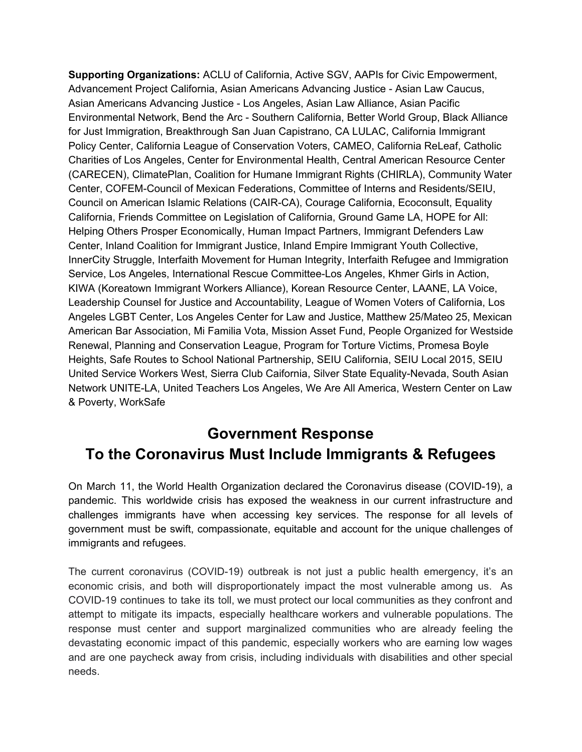**Supporting Organizations:** ACLU of California, Active SGV, AAPIs for Civic Empowerment, Advancement Project California, Asian Americans Advancing Justice - Asian Law Caucus, Asian Americans Advancing Justice - Los Angeles, Asian Law Alliance, Asian Pacific Environmental Network, Bend the Arc - Southern California, Better World Group, Black Alliance for Just Immigration, Breakthrough San Juan Capistrano, CA LULAC, California Immigrant Policy Center, California League of Conservation Voters, CAMEO, California ReLeaf, Catholic Charities of Los Angeles, Center for Environmental Health, Central American Resource Center (CARECEN), ClimatePlan, Coalition for Humane Immigrant Rights (CHIRLA), Community Water Center, COFEM-Council of Mexican Federations, Committee of Interns and Residents/SEIU, Council on American Islamic Relations (CAIR-CA), Courage California, Ecoconsult, Equality California, Friends Committee on Legislation of California, Ground Game LA, HOPE for All: Helping Others Prosper Economically, Human Impact Partners, Immigrant Defenders Law Center, Inland Coalition for Immigrant Justice, Inland Empire Immigrant Youth Collective, InnerCity Struggle, Interfaith Movement for Human Integrity, Interfaith Refugee and Immigration Service, Los Angeles, International Rescue Committee-Los Angeles, Khmer Girls in Action, KIWA (Koreatown Immigrant Workers Alliance), Korean Resource Center, LAANE, LA Voice, Leadership Counsel for Justice and Accountability, League of Women Voters of California, Los Angeles LGBT Center, Los Angeles Center for Law and Justice, Matthew 25/Mateo 25, Mexican American Bar Association, Mi Familia Vota, Mission Asset Fund, People Organized for Westside Renewal, Planning and Conservation League, Program for Torture Victims, Promesa Boyle Heights, Safe Routes to School National Partnership, SEIU California, SEIU Local 2015, SEIU United Service Workers West, Sierra Club Caifornia, Silver State Equality-Nevada, South Asian Network UNITE-LA, United Teachers Los Angeles, We Are All America, Western Center on Law & Poverty, WorkSafe

# Government Response To the Coronavirus Must Include Immigrants & Refugees

On March 11, the World Health Organization declared the Coronavirus disease (COVID-19), a pandemic. This worldwide crisis has exposed the weakness in our current infrastructure and challenges immigrants have when accessing key services. The response for all levels of government must be swift, compassionate, equitable and account for the unique challenges of immigrants and refugees.

The current coronavirus (COVID-19) outbreak is not just a public health emergency, it's an economic crisis, and both will disproportionately impact the most vulnerable among us. As COVID-19 continues to take its toll, we must protect our local communities as they confront and attempt to mitigate its impacts, especially healthcare workers and vulnerable populations. The response must center and support marginalized communities who are already feeling the devastating economic impact of this pandemic, especially workers who are earning low wages and are one paycheck away from crisis, including individuals with disabilities and other special needs.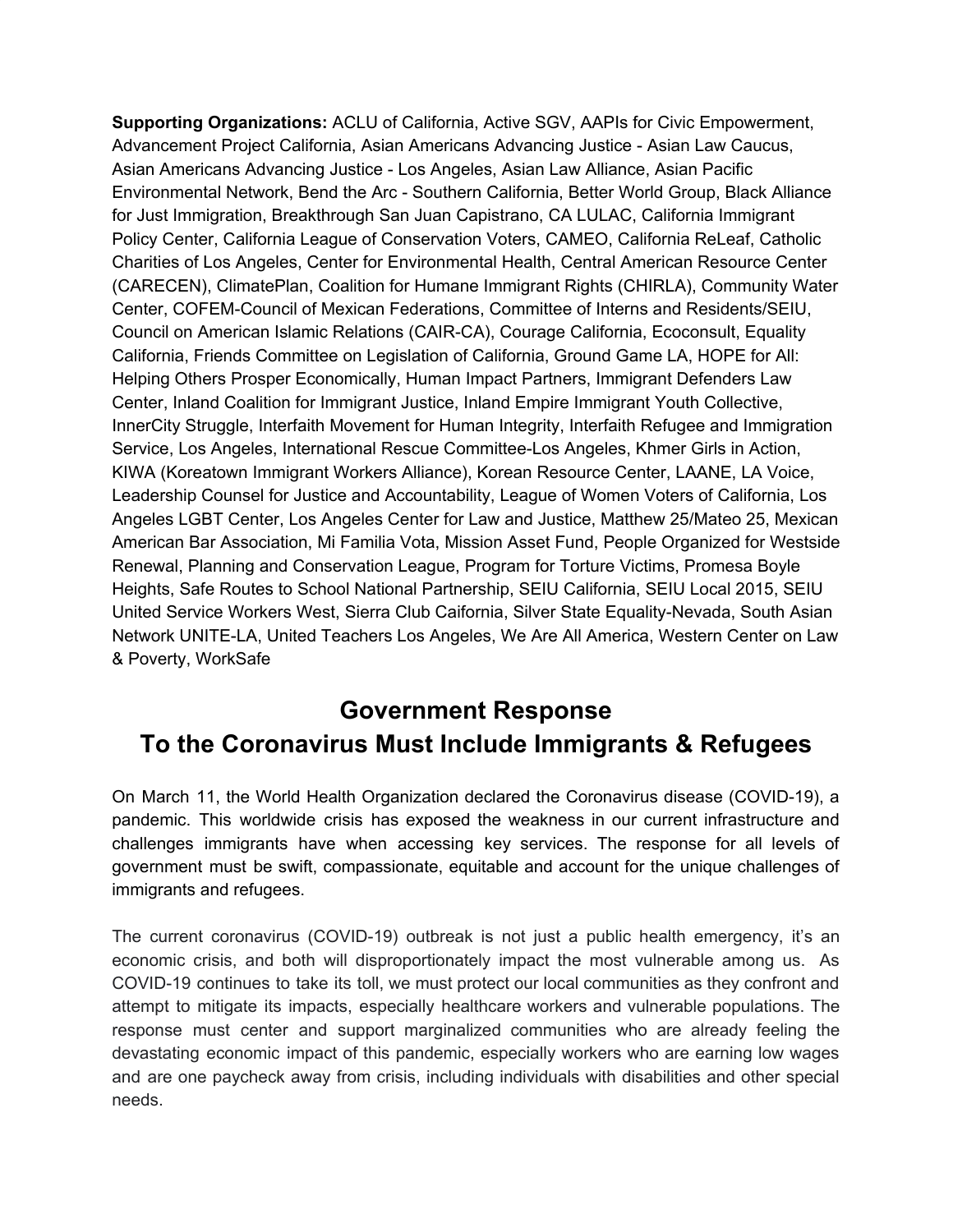**Supporting Organizations:** ACLU of California, Active SGV, AAPIs for Civic Empowerment, Advancement Project California, Asian Americans Advancing Justice - Asian Law Caucus, Asian Americans Advancing Justice - Los Angeles, Asian Law Alliance, Asian Pacific Environmental Network, Bend the Arc - Southern California, Better World Group, Black Alliance for Just Immigration, Breakthrough San Juan Capistrano, CA LULAC, California Immigrant Policy Center, California League of Conservation Voters, CAMEO, California ReLeaf, Catholic Charities of Los Angeles, Center for Environmental Health, Central American Resource Center (CARECEN), ClimatePlan, Coalition for Humane Immigrant Rights (CHIRLA), Community Water Center, COFEM-Council of Mexican Federations, Committee of Interns and Residents/SEIU, Council on American Islamic Relations (CAIR-CA), Courage California, Ecoconsult, Equality California, Friends Committee on Legislation of California, Ground Game LA, HOPE for All: Helping Others Prosper Economically, Human Impact Partners, Immigrant Defenders Law Center, Inland Coalition for Immigrant Justice, Inland Empire Immigrant Youth Collective, InnerCity Struggle, Interfaith Movement for Human Integrity, Interfaith Refugee and Immigration Service, Los Angeles, International Rescue Committee-Los Angeles, Khmer Girls in Action, KIWA (Koreatown Immigrant Workers Alliance), Korean Resource Center, LAANE, LA Voice, Leadership Counsel for Justice and Accountability, League of Women Voters of California, Los Angeles LGBT Center, Los Angeles Center for Law and Justice, Matthew 25/Mateo 25, Mexican American Bar Association, Mi Familia Vota, Mission Asset Fund, People Organized for Westside Renewal, Planning and Conservation League, Program for Torture Victims, Promesa Boyle Heights, Safe Routes to School National Partnership, SEIU California, SEIU Local 2015, SEIU United Service Workers West, Sierra Club Caifornia, Silver State Equality-Nevada, South Asian Network UNITE-LA, United Teachers Los Angeles, We Are All America, Western Center on Law & Poverty, WorkSafe

# Government Response To the Coronavirus Must Include Immigrants & Refugees

On March 11, the World Health Organization declared the Coronavirus disease (COVID-19), a pandemic. This worldwide crisis has exposed the weakness in our current infrastructure and challenges immigrants have when accessing key services. The response for all levels of government must be swift, compassionate, equitable and account for the unique challenges of immigrants and refugees.

The current coronavirus (COVID-19) outbreak is not just a public health emergency, it's an economic crisis, and both will disproportionately impact the most vulnerable among us. As COVID-19 continues to take its toll, we must protect our local communities as they confront and attempt to mitigate its impacts, especially healthcare workers and vulnerable populations. The response must center and support marginalized communities who are already feeling the devastating economic impact of this pandemic, especially workers who are earning low wages and are one paycheck away from crisis, including individuals with disabilities and other special needs.